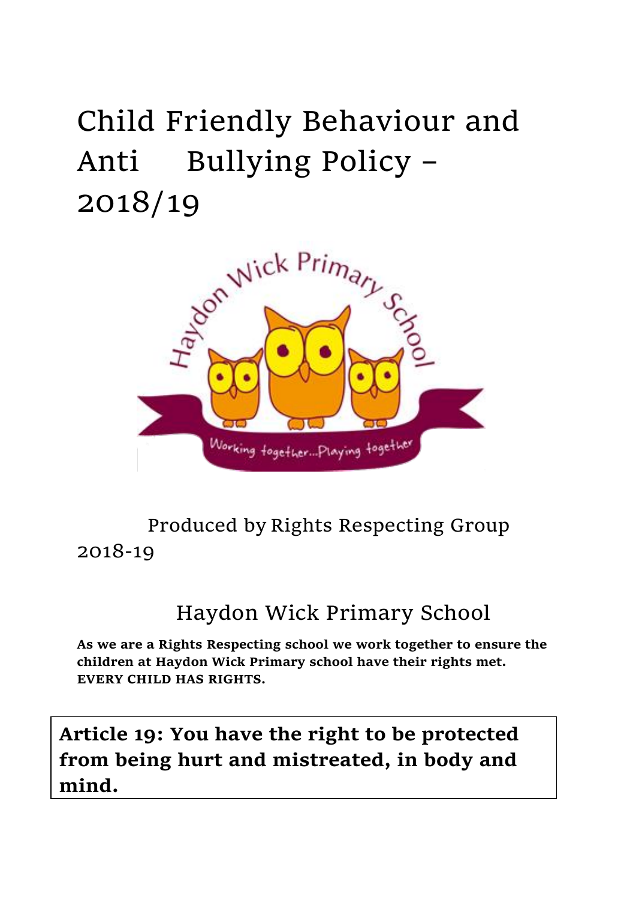# Child Friendly Behaviour and Anti Bullying Policy – 2018/19

Produced by Rights Respecting Group 2018-19

## Haydon Wick Primary School

**As we are a Rights Respecting school we work together to ensure the children at Haydon Wick Primary school have their rights met. EVERY CHILD HAS RIGHTS.**

**Article 19: You have the right to be protected from being hurt and mistreated, in body and mind.**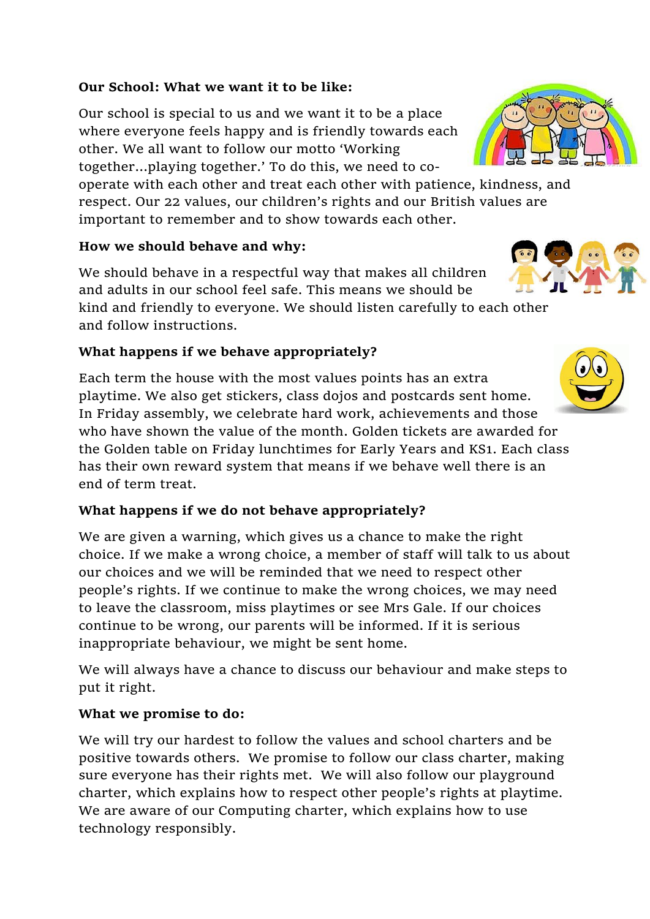**Our School: What we want it to be like:**

Our school is special to us and we want it to be a place where everyone feels happy and is friendly towards each other. We all want to follow our motto 'Working together…playing together.' To do this, we need to co-operate with each other and treat each other with patience, kindness, and respect. Our 22 values, our children's rights and our British values are important to remember and to show towards each other.

**How we should behave and why:**

We should behave in a respectful way that makes all children and adults in our school feel safe. This means we should be kind and friendly to everyone. We should listen carefully to each other and follow instructions.

**What happens if we behave appropriately?**

Each term the house with the most values points has an extra playtime. We also get stickers, class dojos and postcards sent home. In Friday assembly, we celebrate hard work, achievements and those who have shown the value of the month. Golden tickets are awarded for the Golden table on Friday lunchtimes for Early Years and KS1. Each class has their own reward system that means if we behave well there is an end of term treat.

**What happens if we do not behave appropriately?**

We are given a warning, which gives us a chance to make the right choice. If we make a wrong choice, a member of staff will talk to us about our choices and we will be reminded that we need to respect other people's rights. If we continue to make the wrong choices, we may need to leave the classroom, miss playtimes or see Mrs Gale. If our choices continue to be wrong, our parents will be informed. If it is serious inappropriate behaviour, we might be sent home.

We will always have a chance to discuss our behaviour and make steps to put it right.

**What we promise to do:**

We will try our hardest to follow the values and school charters and be positive towards others. We promise to follow our class charter, making sure everyone has their rights met. We will also follow our playground charter, which explains how to respect other people's rights at playtime. We are aware of our Computing charter, which explains how to use technology responsibly.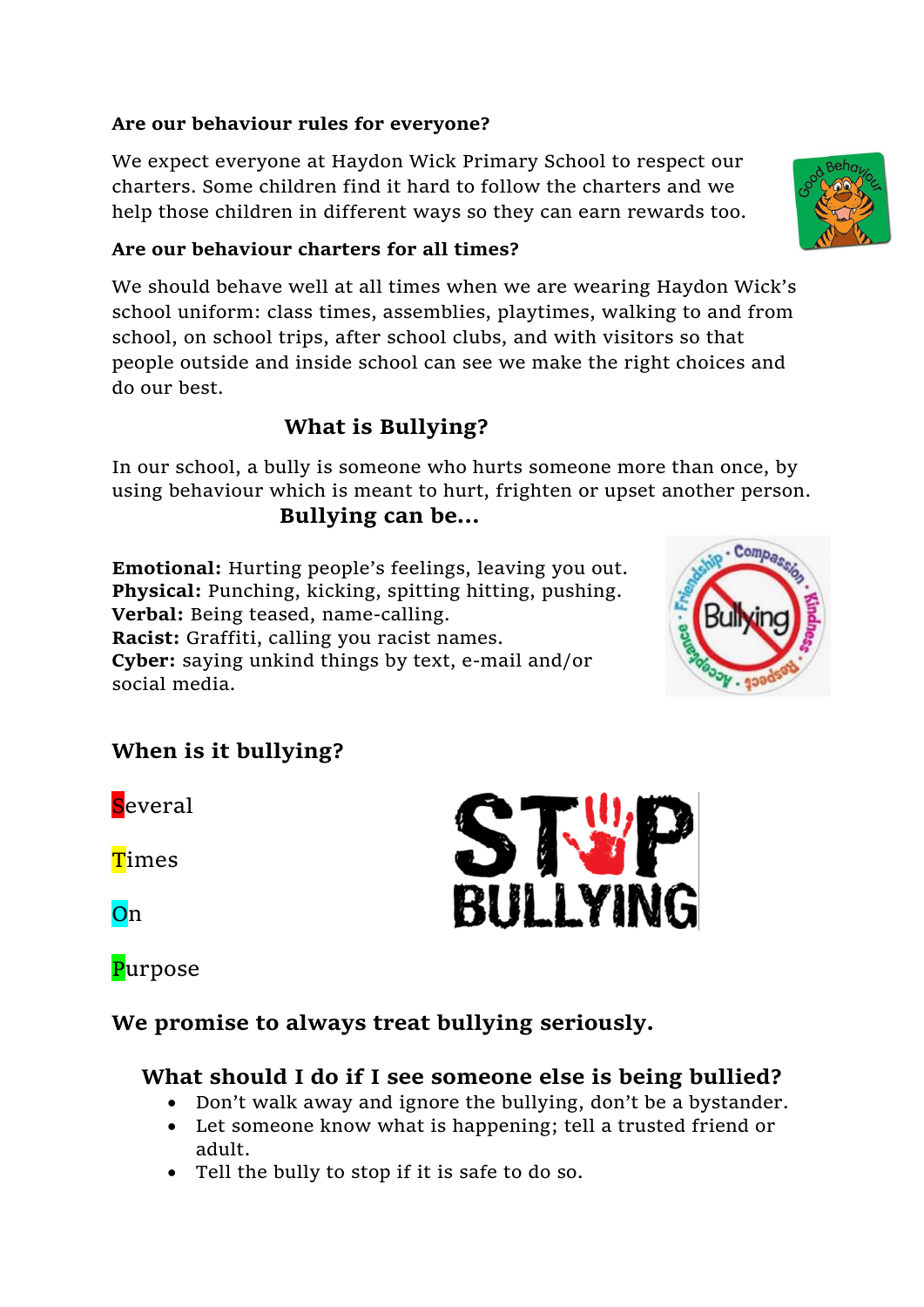**Are our behaviour rules for everyone?**

We expect everyone at Haydon Wick Primary School to respect our charters. Some children find it hard to follow the charters and we help those children in different ways so they can earn rewards too.

**Are our behaviour charters for all times?**

We should behave well at all times when we are wearing Haydon Wick's school uniform: class times, assemblies, playtimes, walking to and from school, on school trips, after school clubs, and with visitors so that people outside and inside school can see we make the right choices and do our best.

## What is Bullying?

In our school, a bully is someone who hurts someone more than once, by using behaviour which is meant to hurt, frighten or upset another person.

### Bullying can be...

**Emotional:** Hurting people's feelings, leaving you out.
**Physical:** Punching, kicking, spitting hitting, pushing.
**Verbal:** Being teased, name-calling.
**Racist:** Graffiti, calling you racist names.
**Cyber:** saying unkind things by text, e-mail and/or social media.

### When is it bullying?

Several

Times

On

Purpose

### We promise to always treat bullying seriously.

### What should I do if I see someone else is being bullied?

- Don't walk away and ignore the bullying, don't be a bystander.
- Let someone know what is happening; tell a trusted friend or adult.
- Tell the bully to stop if it is safe to do so.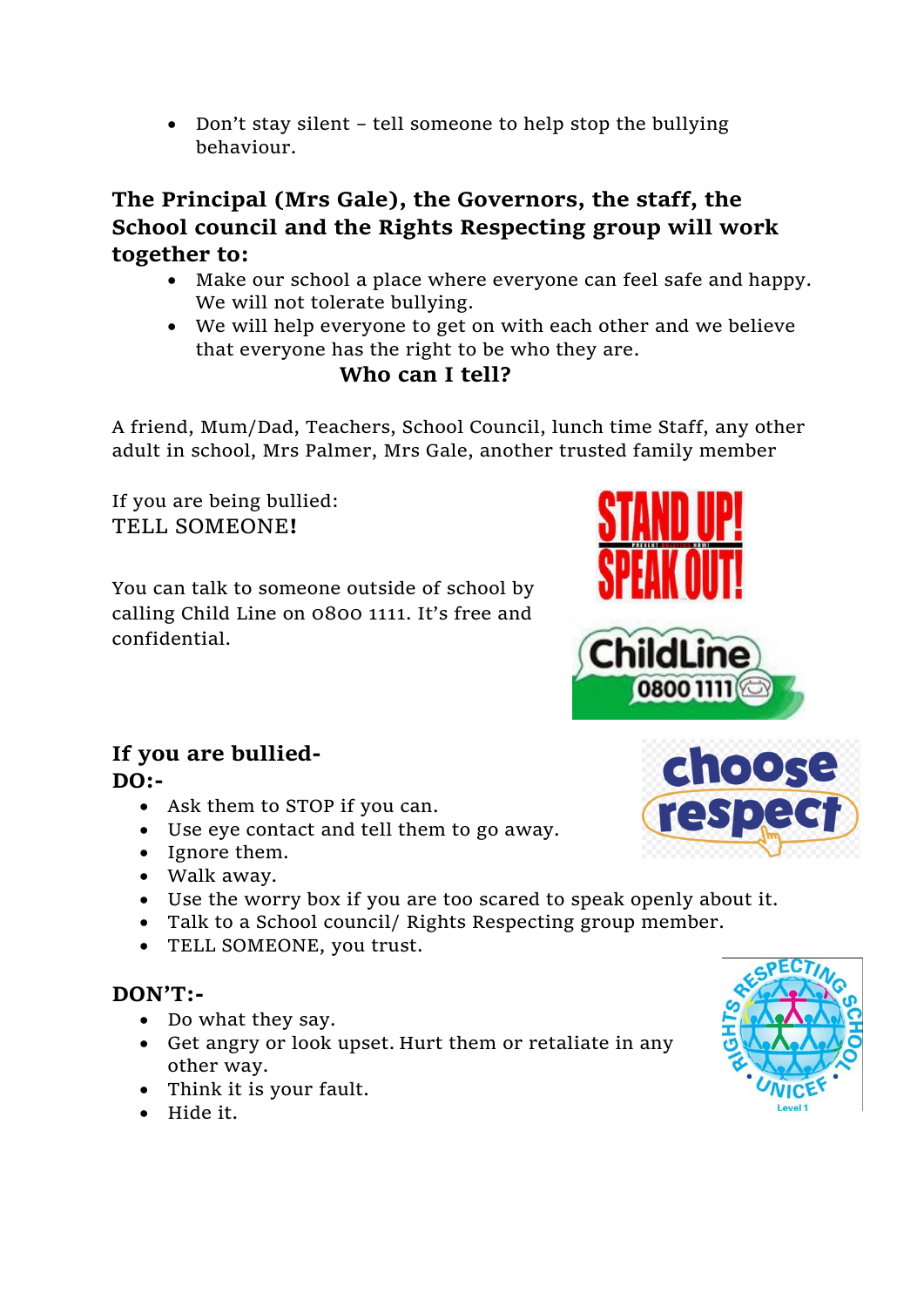- Don't stay silent – tell someone to help stop the bullying behaviour.

**The Principal (Mrs Gale), the Governors, the staff, the School council and the Rights Respecting group will work together to:**

- Make our school a place where everyone can feel safe and happy. We will not tolerate bullying.
- We will help everyone to get on with each other and we believe that everyone has the right to be who they are.

**Who can I tell?**

A friend, Mum/Dad, Teachers, School Council, lunch time Staff, any other adult in school, Mrs Palmer, Mrs Gale, another trusted family member

If you are being bullied:
TELL SOMEONE**!**

You can talk to someone outside of school by calling Child Line on 0800 1111. It's free and confidential.

**If you are bullied-**
**DO:-**

- Ask them to STOP if you can.
- Use eye contact and tell them to go away.
- Ignore them.
- Walk away.
- Use the worry box if you are too scared to speak openly about it.
- Talk to a School council/ Rights Respecting group member.
- TELL SOMEONE, you trust.

**DON'T:-**

- Do what they say.
- Get angry or look upset. Hurt them or retaliate in any other way.
- Think it is your fault.
- Hide it.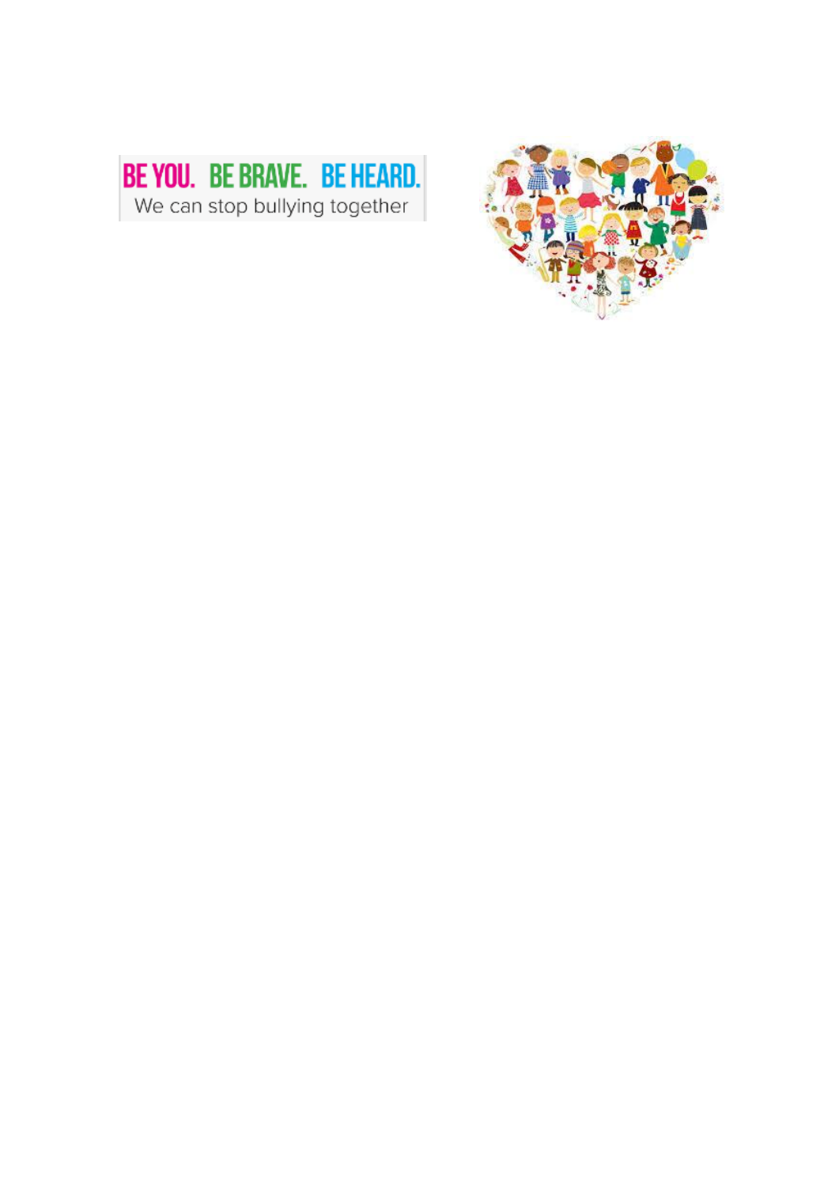BE YOU. BE BRAVE. BE HEARD.

We can stop bullying together